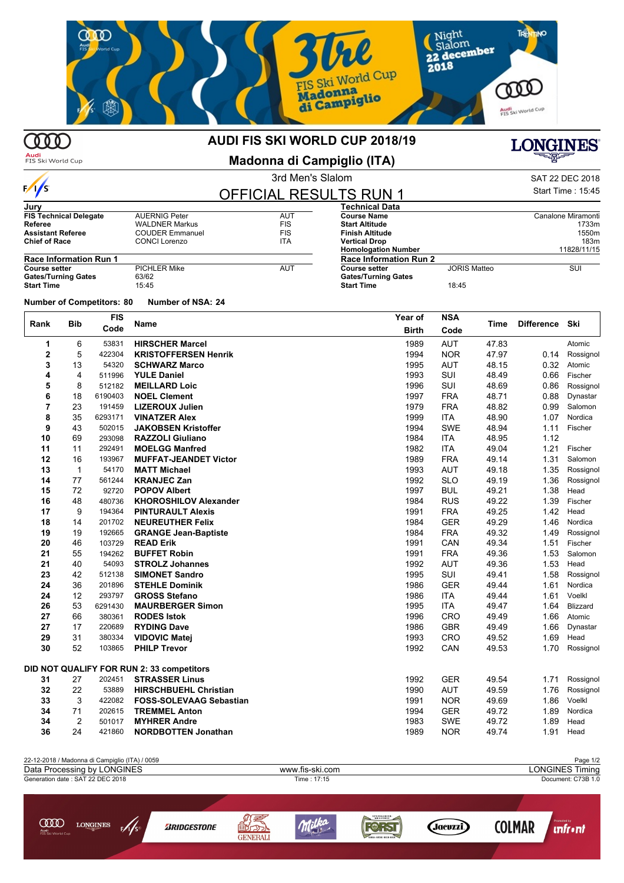# AUDI FIS SKI WORLD CUP 2018/19

## Madonna di Campiglio (ITA)

3rd Men's Slalom

SAT 22 DEC 2018

Start Time : 15:45

## OFFICIAL RESULTS RUN 1

| Jury | | |
|---|---|---|
| **FIS Technical Delegate** | AUERNIG Peter | AUT |
| **Referee** | WALDNER Markus | FIS |
| **Assistant Referee** | COUDER Emmanuel | FIS |
| **Chief of Race** | CONCI Lorenzo | ITA |

| Technical Data | |
|---|---|
| **Course Name** | Canalone Miramonti |
| **Start Altitude** | 1733m |
| **Finish Altitude** | 1550m |
| **Vertical Drop** | 183m |
| **Homologation Number** | 11828/11/15 |

| Race Information Run 1 | | |
|---|---|---|
| **Course setter** | PICHLER Mike | AUT |
| **Gates/Turning Gates** | 63/62 | |
| **Start Time** | 15:45 | |

| Race Information Run 2 | | |
|---|---|---|
| **Course setter** | JORIS Matteo | SUI |
| **Gates/Turning Gates** | | |
| **Start Time** | 18:45 | |

**Number of Competitors: 80** **Number of NSA: 24**

| Rank | Bib | FIS Code | Name | Year of Birth | NSA Code | Time | Difference | Ski |
|---|---|---|---|---|---|---|---|---|
| 1 | 6 | 53831 | **HIRSCHER Marcel** | 1989 | AUT | 47.83 | | Atomic |
| 2 | 5 | 422304 | **KRISTOFFERSEN Henrik** | 1994 | NOR | 47.97 | 0.14 | Rossignol |
| 3 | 13 | 54320 | **SCHWARZ Marco** | 1995 | AUT | 48.15 | 0.32 | Atomic |
| 4 | 4 | 511996 | **YULE Daniel** | 1993 | SUI | 48.49 | 0.66 | Fischer |
| 5 | 8 | 512182 | **MEILLARD Loic** | 1996 | SUI | 48.69 | 0.86 | Rossignol |
| 6 | 18 | 6190403 | **NOEL Clement** | 1997 | FRA | 48.71 | 0.88 | Dynastar |
| 7 | 23 | 191459 | **LIZEROUX Julien** | 1979 | FRA | 48.82 | 0.99 | Salomon |
| 8 | 35 | 6293171 | **VINATZER Alex** | 1999 | ITA | 48.90 | 1.07 | Nordica |
| 9 | 43 | 502015 | **JAKOBSEN Kristoffer** | 1994 | SWE | 48.94 | 1.11 | Fischer |
| 10 | 69 | 293098 | **RAZZOLI Giuliano** | 1984 | ITA | 48.95 | 1.12 | |
| 11 | 11 | 292491 | **MOELGG Manfred** | 1982 | ITA | 49.04 | 1.21 | Fischer |
| 12 | 16 | 193967 | **MUFFAT-JEANDET Victor** | 1989 | FRA | 49.14 | 1.31 | Salomon |
| 13 | 1 | 54170 | **MATT Michael** | 1993 | AUT | 49.18 | 1.35 | Rossignol |
| 14 | 77 | 561244 | **KRANJEC Zan** | 1992 | SLO | 49.19 | 1.36 | Rossignol |
| 15 | 72 | 92720 | **POPOV Albert** | 1997 | BUL | 49.21 | 1.38 | Head |
| 16 | 48 | 480736 | **KHOROSHILOV Alexander** | 1984 | RUS | 49.22 | 1.39 | Fischer |
| 17 | 9 | 194364 | **PINTURAULT Alexis** | 1991 | FRA | 49.25 | 1.42 | Head |
| 18 | 14 | 201702 | **NEUREUTHER Felix** | 1984 | GER | 49.29 | 1.46 | Nordica |
| 19 | 19 | 192665 | **GRANGE Jean-Baptiste** | 1984 | FRA | 49.32 | 1.49 | Rossignol |
| 20 | 46 | 103729 | **READ Erik** | 1991 | CAN | 49.34 | 1.51 | Fischer |
| 21 | 55 | 194262 | **BUFFET Robin** | 1991 | FRA | 49.36 | 1.53 | Salomon |
| 21 | 40 | 54093 | **STROLZ Johannes** | 1992 | AUT | 49.36 | 1.53 | Head |
| 23 | 42 | 512138 | **SIMONET Sandro** | 1995 | SUI | 49.41 | 1.58 | Rossignol |
| 24 | 36 | 201896 | **STEHLE Dominik** | 1986 | GER | 49.44 | 1.61 | Nordica |
| 24 | 12 | 293797 | **GROSS Stefano** | 1986 | ITA | 49.44 | 1.61 | Voelkl |
| 26 | 53 | 6291430 | **MAURBERGER Simon** | 1995 | ITA | 49.47 | 1.64 | Blizzard |
| 27 | 66 | 380361 | **RODES Istok** | 1996 | CRO | 49.49 | 1.66 | Atomic |
| 27 | 17 | 220689 | **RYDING Dave** | 1986 | GBR | 49.49 | 1.66 | Dynastar |
| 29 | 31 | 380334 | **VIDOVIC Matej** | 1993 | CRO | 49.52 | 1.69 | Head |
| 30 | 52 | 103865 | **PHILP Trevor** | 1992 | CAN | 49.53 | 1.70 | Rossignol |
| **DID NOT QUALIFY FOR RUN 2: 33 competitors** | | | | | | | | |
| 31 | 27 | 202451 | **STRASSER Linus** | 1992 | GER | 49.54 | 1.71 | Rossignol |
| 32 | 22 | 53889 | **HIRSCHBUEHL Christian** | 1990 | AUT | 49.59 | 1.76 | Rossignol |
| 33 | 3 | 422082 | **FOSS-SOLEVAAG Sebastian** | 1991 | NOR | 49.69 | 1.86 | Voelkl |
| 34 | 71 | 202615 | **TREMMEL Anton** | 1994 | GER | 49.72 | 1.89 | Nordica |
| 34 | 2 | 501017 | **MYHRER Andre** | 1983 | SWE | 49.72 | 1.89 | Head |
| 36 | 24 | 421860 | **NORDBOTTEN Jonathan** | 1989 | NOR | 49.74 | 1.91 | Head |

22-12-2018 / Madonna di Campiglio (ITA) / 0059

Data Processing by LONGINES — www.fis-ski.com — LONGINES Timing

Generation date : SAT 22 DEC 2018 — Time : 17:15 — Document: C73B 1.0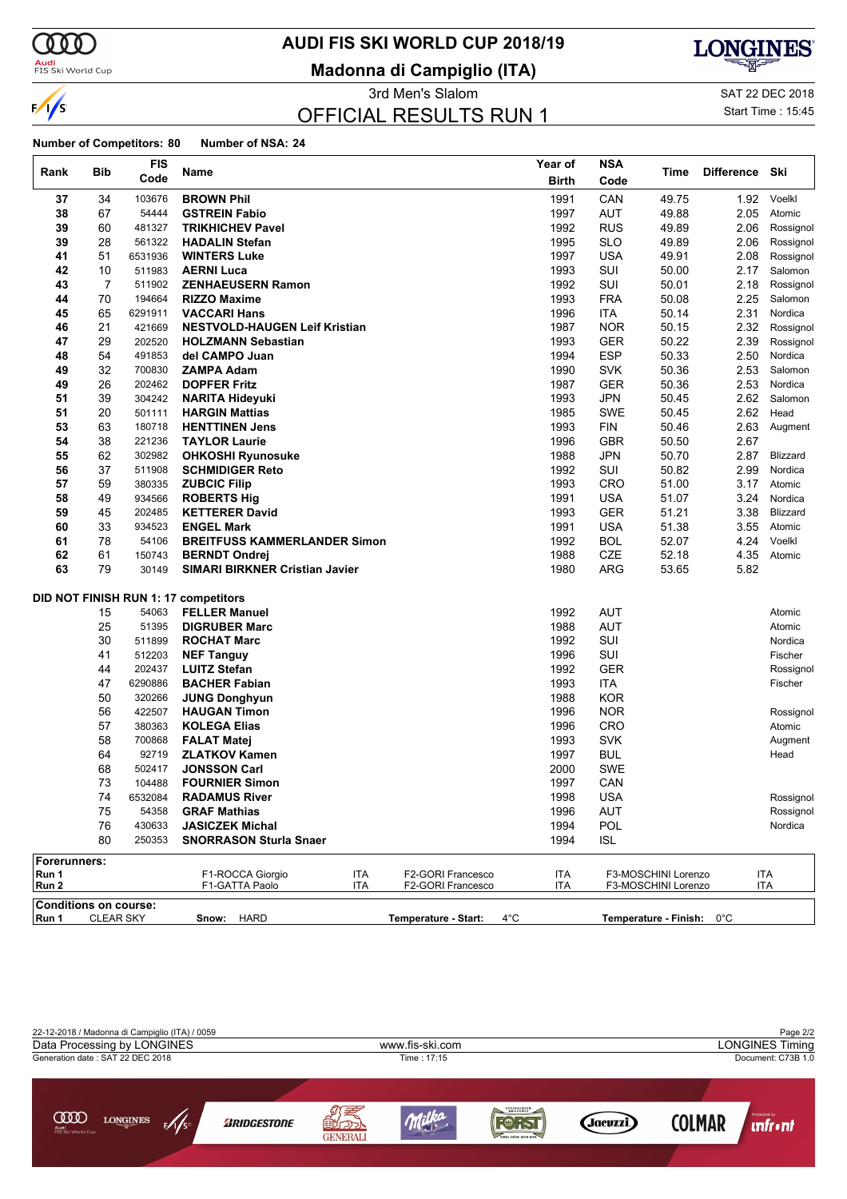# AUDI FIS SKI WORLD CUP 2018/19

## Madonna di Campiglio (ITA)

3rd Men's Slalom

SAT 22 DEC 2018

Start Time : 15:45

## OFFICIAL RESULTS RUN 1

**Number of Competitors: 80** **Number of NSA: 24**

| Rank | Bib | FIS Code | Name | Year of Birth | NSA Code | Time | Difference | Ski |
|---|---|---|---|---|---|---|---|---|
| 37 | 34 | 103676 | **BROWN Phil** | 1991 | CAN | 49.75 | 1.92 | Voelkl |
| 38 | 67 | 54444 | **GSTREIN Fabio** | 1997 | AUT | 49.88 | 2.05 | Atomic |
| 39 | 60 | 481327 | **TRIKHICHEV Pavel** | 1992 | RUS | 49.89 | 2.06 | Rossignol |
| 39 | 28 | 561322 | **HADALIN Stefan** | 1995 | SLO | 49.89 | 2.06 | Rossignol |
| 41 | 51 | 6531936 | **WINTERS Luke** | 1997 | USA | 49.91 | 2.08 | Rossignol |
| 42 | 10 | 511983 | **AERNI Luca** | 1993 | SUI | 50.00 | 2.17 | Salomon |
| 43 | 7 | 511902 | **ZENHAEUSERN Ramon** | 1992 | SUI | 50.01 | 2.18 | Rossignol |
| 44 | 70 | 194664 | **RIZZO Maxime** | 1993 | FRA | 50.08 | 2.25 | Salomon |
| 45 | 65 | 6291911 | **VACCARI Hans** | 1996 | ITA | 50.14 | 2.31 | Nordica |
| 46 | 21 | 421669 | **NESTVOLD-HAUGEN Leif Kristian** | 1987 | NOR | 50.15 | 2.32 | Rossignol |
| 47 | 29 | 202520 | **HOLZMANN Sebastian** | 1993 | GER | 50.22 | 2.39 | Rossignol |
| 48 | 54 | 491853 | **del CAMPO Juan** | 1994 | ESP | 50.33 | 2.50 | Nordica |
| 49 | 32 | 700830 | **ZAMPA Adam** | 1990 | SVK | 50.36 | 2.53 | Salomon |
| 49 | 26 | 202462 | **DOPFER Fritz** | 1987 | GER | 50.36 | 2.53 | Nordica |
| 51 | 39 | 304242 | **NARITA Hideyuki** | 1993 | JPN | 50.45 | 2.62 | Salomon |
| 51 | 20 | 501111 | **HARGIN Mattias** | 1985 | SWE | 50.45 | 2.62 | Head |
| 53 | 63 | 180718 | **HENTTINEN Jens** | 1993 | FIN | 50.46 | 2.63 | Augment |
| 54 | 38 | 221236 | **TAYLOR Laurie** | 1996 | GBR | 50.50 | 2.67 | |
| 55 | 62 | 302982 | **OHKOSHI Ryunosuke** | 1988 | JPN | 50.70 | 2.87 | Blizzard |
| 56 | 37 | 511908 | **SCHMIDIGER Reto** | 1992 | SUI | 50.82 | 2.99 | Nordica |
| 57 | 59 | 380335 | **ZUBCIC Filip** | 1993 | CRO | 51.00 | 3.17 | Atomic |
| 58 | 49 | 934566 | **ROBERTS Hig** | 1991 | USA | 51.07 | 3.24 | Nordica |
| 59 | 45 | 202485 | **KETTERER David** | 1993 | GER | 51.21 | 3.38 | Blizzard |
| 60 | 33 | 934523 | **ENGEL Mark** | 1991 | USA | 51.38 | 3.55 | Atomic |
| 61 | 78 | 54106 | **BREITFUSS KAMMERLANDER Simon** | 1992 | BOL | 52.07 | 4.24 | Voelkl |
| 62 | 61 | 150743 | **BERNDT Ondrej** | 1988 | CZE | 52.18 | 4.35 | Atomic |
| 63 | 79 | 30149 | **SIMARI BIRKNER Cristian Javier** | 1980 | ARG | 53.65 | 5.82 | |

**DID NOT FINISH RUN 1: 17 competitors**

| Rank | Bib | FIS Code | Name | Year of Birth | NSA Code | Time | Difference | Ski |
|---|---|---|---|---|---|---|---|---|
| | 15 | 54063 | **FELLER Manuel** | 1992 | AUT | | | Atomic |
| | 25 | 51395 | **DIGRUBER Marc** | 1988 | AUT | | | Atomic |
| | 30 | 511899 | **ROCHAT Marc** | 1992 | SUI | | | Nordica |
| | 41 | 512203 | **NEF Tanguy** | 1996 | SUI | | | Fischer |
| | 44 | 202437 | **LUITZ Stefan** | 1992 | GER | | | Rossignol |
| | 47 | 6290886 | **BACHER Fabian** | 1993 | ITA | | | Fischer |
| | 50 | 320266 | **JUNG Donghyun** | 1988 | KOR | | | |
| | 56 | 422507 | **HAUGAN Timon** | 1996 | NOR | | | Rossignol |
| | 57 | 380363 | **KOLEGA Elias** | 1996 | CRO | | | Atomic |
| | 58 | 700868 | **FALAT Matej** | 1993 | SVK | | | Augment |
| | 64 | 92719 | **ZLATKOV Kamen** | 1997 | BUL | | | Head |
| | 68 | 502417 | **JONSSON Carl** | 2000 | SWE | | | |
| | 73 | 104488 | **FOURNIER Simon** | 1997 | CAN | | | |
| | 74 | 6532084 | **RADAMUS River** | 1998 | USA | | | Rossignol |
| | 75 | 54358 | **GRAF Mathias** | 1996 | AUT | | | Rossignol |
| | 76 | 430633 | **JASICZEK Michal** | 1994 | POL | | | Nordica |
| | 80 | 250353 | **SNORRASON Sturla Snaer** | 1994 | ISL | | | |

**Forerunners:**

| | | | | | | |
|---|---|---|---|---|---|---|
| **Run 1** | F1-ROCCA Giorgio | ITA | F2-GORI Francesco | ITA | F3-MOSCHINI Lorenzo | ITA |
| **Run 2** | F1-GATTA Paolo | ITA | F2-GORI Francesco | ITA | F3-MOSCHINI Lorenzo | ITA |

**Conditions on course:**

| | | | | |
|---|---|---|---|---|
| **Run 1** | CLEAR SKY | **Snow:** HARD | **Temperature - Start:** 4°C | **Temperature - Finish:** 0°C |

22-12-2018 / Madonna di Campiglio (ITA) / 0059

Data Processing by LONGINES — www.fis-ski.com — LONGINES Timing

Generation date : SAT 22 DEC 2018 — Time : 17:15 — Document: C73B 1.0